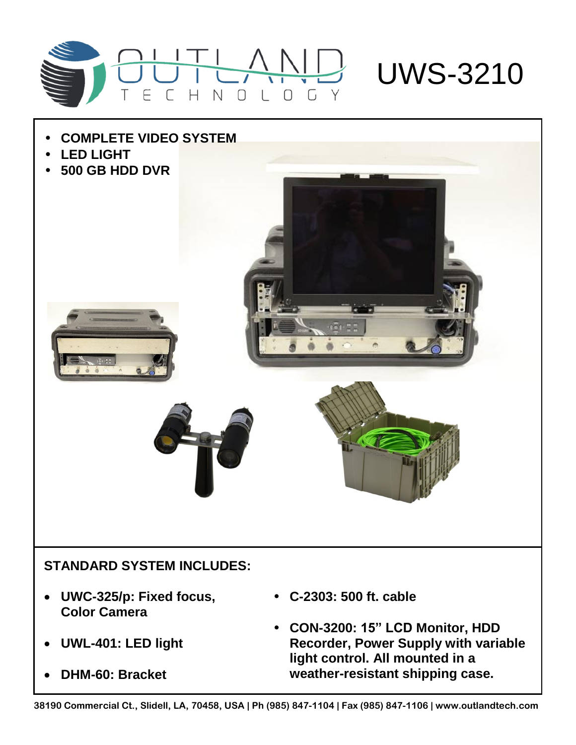# OUTLAND TECHNOLOGY

# UWS-3210

- **COMPLETE VIDEO SYSTEM**
- **LED LIGHT**
- **500 GB HDD DVR**

## STANDARD SYSTEM INCLUDES:

- **UWC-325/p: Fixed focus, Color Camera**
- **UWL-401: LED light**
- **DHM-60: Bracket**
- **C-2303: 500 ft. cable**
- **CON-3200: 15" LCD Monitor, HDD Recorder, Power Supply with variable light control. All mounted in a weather-resistant shipping case.**

**38190 Commercial Ct., Slidell, LA, 70458, USA | Ph (985) 847-1104 | Fax (985) 847-1106 | www.outlandtech.com**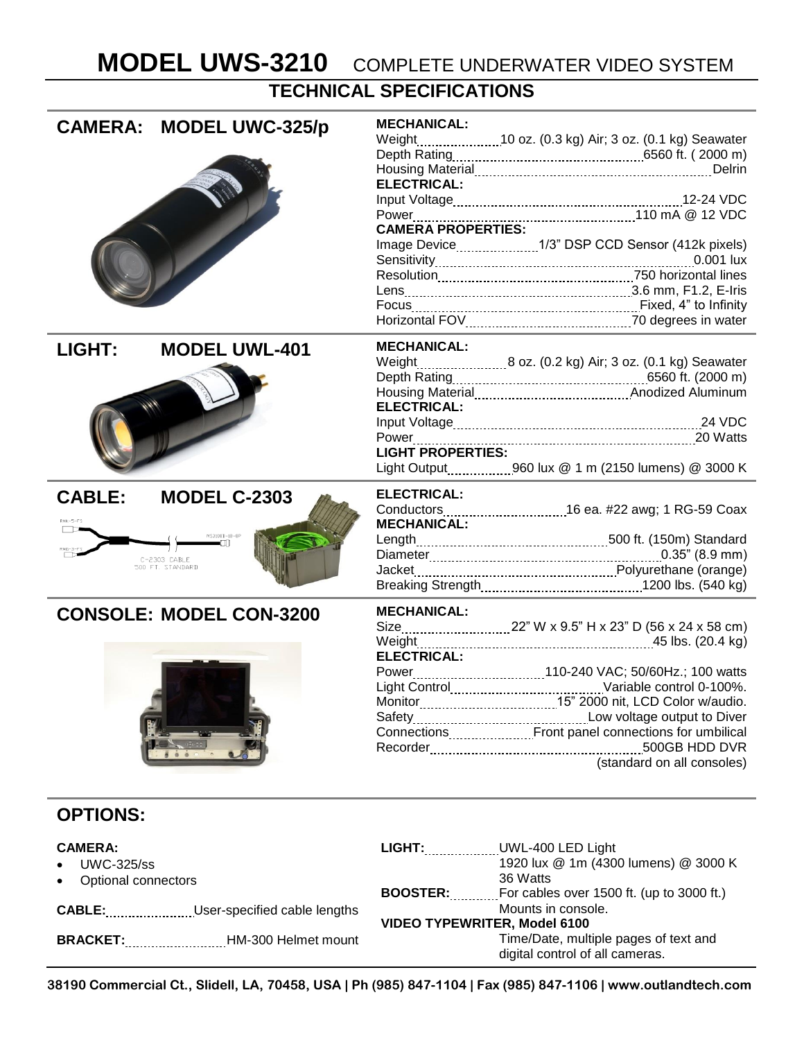# MODEL UWS-3210 COMPLETE UNDERWATER VIDEO SYSTEM

## TECHNICAL SPECIFICATIONS

### CAMERA: MODEL UWC-325/p

**MECHANICAL:**
- Weight: 10 oz. (0.3 kg) Air; 3 oz. (0.1 kg) Seawater
- Depth Rating: 6560 ft. ( 2000 m)
- Housing Material: Delrin

**ELECTRICAL:**
- Input Voltage: 12-24 VDC
- Power: 110 mA @ 12 VDC

**CAMERA PROPERTIES:**
- Image Device: 1/3" DSP CCD Sensor (412k pixels)
- Sensitivity: 0.001 lux
- Resolution: 750 horizontal lines
- Lens: 3.6 mm, F1.2, E-Iris
- Focus: Fixed, 4" to Infinity
- Horizontal FOV: 70 degrees in water

### LIGHT: MODEL UWL-401

**MECHANICAL:**
- Weight: 8 oz. (0.2 kg) Air; 3 oz. (0.1 kg) Seawater
- Depth Rating: 6560 ft. (2000 m)
- Housing Material: Anodized Aluminum

**ELECTRICAL:**
- Input Voltage: 24 VDC
- Power: 20 Watts

**LIGHT PROPERTIES:**
- Light Output: 960 lux @ 1 m (2150 lumens) @ 3000 K

### CABLE: MODEL C-2303

RMK-5-FS

RMD-3-FS

MS3106E-18-8P

C-2303 CABLE
500 FT. STANDARD

**ELECTRICAL:**
- Conductors: 16 ea. #22 awg; 1 RG-59 Coax

**MECHANICAL:**
- Length: 500 ft. (150m) Standard
- Diameter: 0.35" (8.9 mm)
- Jacket: Polyurethane (orange)
- Breaking Strength: 1200 lbs. (540 kg)

### CONSOLE: MODEL CON-3200

**MECHANICAL:**
- Size: 22" W x 9.5" H x 23" D (56 x 24 x 58 cm)
- Weight: 45 lbs. (20.4 kg)

**ELECTRICAL:**
- Power: 110-240 VAC; 50/60Hz.; 100 watts
- Light Control: Variable control 0-100%.
- Monitor: 15" 2000 nit, LCD Color w/audio.
- Safety: Low voltage output to Diver
- Connections: Front panel connections for umbilical
- Recorder: 500GB HDD DVR (standard on all consoles)

## OPTIONS:

**CAMERA:**
- UWC-325/ss
- Optional connectors

**CABLE:** User-specified cable lengths

**BRACKET:** HM-300 Helmet mount

**LIGHT:** UWL-400 LED Light
1920 lux @ 1m (4300 lumens) @ 3000 K
36 Watts

**BOOSTER:** For cables over 1500 ft. (up to 3000 ft.)
Mounts in console.

**VIDEO TYPEWRITER, Model 6100**
Time/Date, multiple pages of text and digital control of all cameras.

38190 Commercial Ct., Slidell, LA, 70458, USA | Ph (985) 847-1104 | Fax (985) 847-1106 | www.outlandtech.com